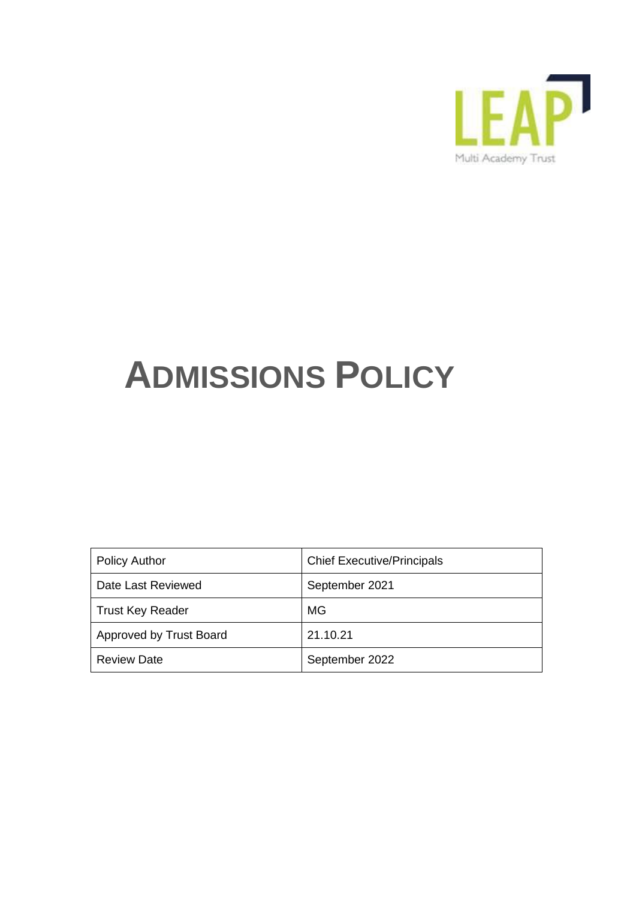LEAP

Multi Academy Trust

# ADMISSIONS POLICY

| Policy Author | Chief Executive/Principals |
|---|---|
| Date Last Reviewed | September 2021 |
| Trust Key Reader | MG |
| Approved by Trust Board | 21.10.21 |
| Review Date | September 2022 |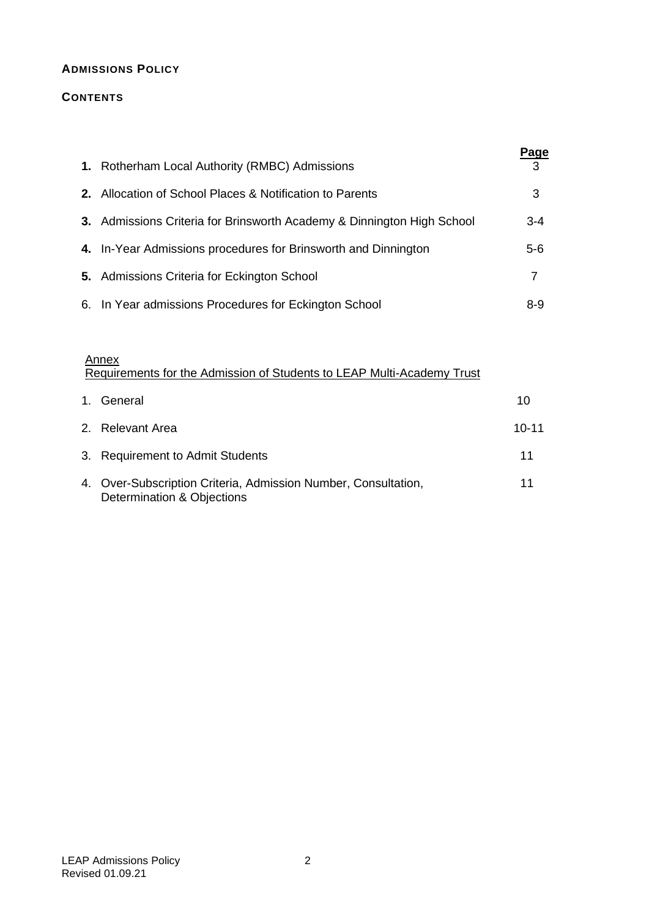**ADMISSIONS POLICY**

**CONTENTS**

| | | **Page** |
|---|---|---|
| **1.** | Rotherham Local Authority (RMBC) Admissions | 3 |
| **2.** | Allocation of School Places & Notification to Parents | 3 |
| **3.** | Admissions Criteria for Brinsworth Academy & Dinnington High School | 3-4 |
| **4.** | In-Year Admissions procedures for Brinsworth and Dinnington | 5-6 |
| **5.** | Admissions Criteria for Eckington School | 7 |
| 6. | In Year admissions Procedures for Eckington School | 8-9 |

Annex
Requirements for the Admission of Students to LEAP Multi-Academy Trust

| | | |
|---|---|---|
| 1. | General | 10 |
| 2. | Relevant Area | 10-11 |
| 3. | Requirement to Admit Students | 11 |
| 4. | Over-Subscription Criteria, Admission Number, Consultation, Determination & Objections | 11 |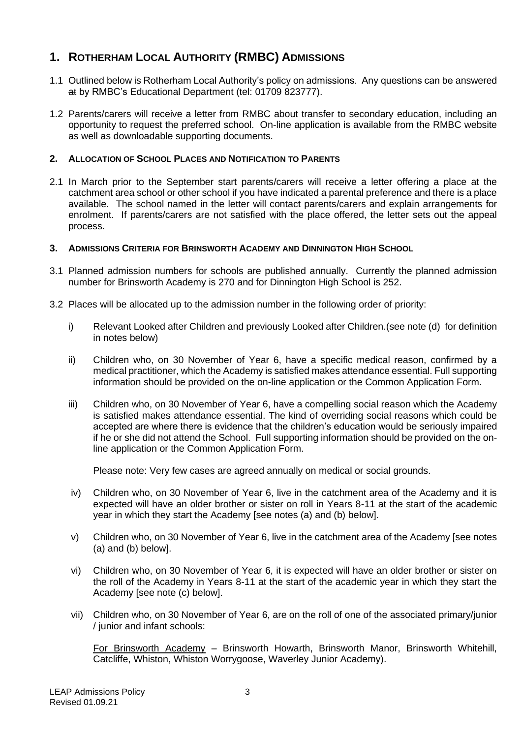# 1. Rotherham Local Authority (RMBC) Admissions

1.1 Outlined below is Rotherham Local Authority's policy on admissions. Any questions can be answered ~~at~~ by RMBC's Educational Department (tel: 01709 823777).

1.2 Parents/carers will receive a letter from RMBC about transfer to secondary education, including an opportunity to request the preferred school. On-line application is available from the RMBC website as well as downloadable supporting documents.

## 2. Allocation of School Places and Notification to Parents

2.1 In March prior to the September start parents/carers will receive a letter offering a place at the catchment area school or other school if you have indicated a parental preference and there is a place available. The school named in the letter will contact parents/carers and explain arrangements for enrolment. If parents/carers are not satisfied with the place offered, the letter sets out the appeal process.

## 3. Admissions Criteria for Brinsworth Academy and Dinnington High School

3.1 Planned admission numbers for schools are published annually. Currently the planned admission number for Brinsworth Academy is 270 and for Dinnington High School is 252.

3.2 Places will be allocated up to the admission number in the following order of priority:

i) Relevant Looked after Children and previously Looked after Children.(see note (d) for definition in notes below)

ii) Children who, on 30 November of Year 6, have a specific medical reason, confirmed by a medical practitioner, which the Academy is satisfied makes attendance essential. Full supporting information should be provided on the on-line application or the Common Application Form.

iii) Children who, on 30 November of Year 6, have a compelling social reason which the Academy is satisfied makes attendance essential. The kind of overriding social reasons which could be accepted are where there is evidence that the children's education would be seriously impaired if he or she did not attend the School. Full supporting information should be provided on the on-line application or the Common Application Form.

Please note: Very few cases are agreed annually on medical or social grounds.

iv) Children who, on 30 November of Year 6, live in the catchment area of the Academy and it is expected will have an older brother or sister on roll in Years 8-11 at the start of the academic year in which they start the Academy [see notes (a) and (b) below].

v) Children who, on 30 November of Year 6, live in the catchment area of the Academy [see notes (a) and (b) below].

vi) Children who, on 30 November of Year 6, it is expected will have an older brother or sister on the roll of the Academy in Years 8-11 at the start of the academic year in which they start the Academy [see note (c) below].

vii) Children who, on 30 November of Year 6, are on the roll of one of the associated primary/junior / junior and infant schools:

<u>For Brinsworth Academy</u> – Brinsworth Howarth, Brinsworth Manor, Brinsworth Whitehill, Catcliffe, Whiston, Whiston Worrygoose, Waverley Junior Academy).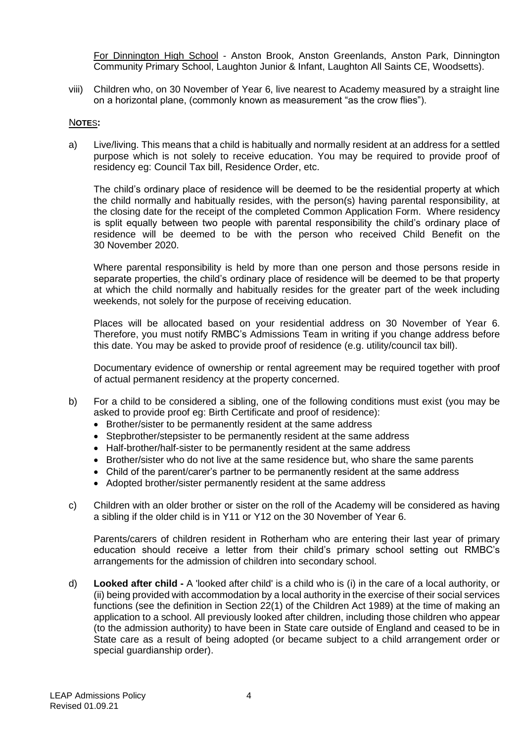For Dinnington High School - Anston Brook, Anston Greenlands, Anston Park, Dinnington Community Primary School, Laughton Junior & Infant, Laughton All Saints CE, Woodsetts).

viii) Children who, on 30 November of Year 6, live nearest to Academy measured by a straight line on a horizontal plane, (commonly known as measurement "as the crow flies").

**NOTES:**

a) Live/living. This means that a child is habitually and normally resident at an address for a settled purpose which is not solely to receive education. You may be required to provide proof of residency eg: Council Tax bill, Residence Order, etc.

   The child's ordinary place of residence will be deemed to be the residential property at which the child normally and habitually resides, with the person(s) having parental responsibility, at the closing date for the receipt of the completed Common Application Form. Where residency is split equally between two people with parental responsibility the child's ordinary place of residence will be deemed to be with the person who received Child Benefit on the 30 November 2020.

   Where parental responsibility is held by more than one person and those persons reside in separate properties, the child's ordinary place of residence will be deemed to be that property at which the child normally and habitually resides for the greater part of the week including weekends, not solely for the purpose of receiving education.

   Places will be allocated based on your residential address on 30 November of Year 6. Therefore, you must notify RMBC's Admissions Team in writing if you change address before this date. You may be asked to provide proof of residence (e.g. utility/council tax bill).

   Documentary evidence of ownership or rental agreement may be required together with proof of actual permanent residency at the property concerned.

b) For a child to be considered a sibling, one of the following conditions must exist (you may be asked to provide proof eg: Birth Certificate and proof of residence):
   - Brother/sister to be permanently resident at the same address
   - Stepbrother/stepsister to be permanently resident at the same address
   - Half-brother/half-sister to be permanently resident at the same address
   - Brother/sister who do not live at the same residence but, who share the same parents
   - Child of the parent/carer's partner to be permanently resident at the same address
   - Adopted brother/sister permanently resident at the same address

c) Children with an older brother or sister on the roll of the Academy will be considered as having a sibling if the older child is in Y11 or Y12 on the 30 November of Year 6.

   Parents/carers of children resident in Rotherham who are entering their last year of primary education should receive a letter from their child's primary school setting out RMBC's arrangements for the admission of children into secondary school.

d) **Looked after child -** A 'looked after child' is a child who is (i) in the care of a local authority, or (ii) being provided with accommodation by a local authority in the exercise of their social services functions (see the definition in Section 22(1) of the Children Act 1989) at the time of making an application to a school. All previously looked after children, including those children who appear (to the admission authority) to have been in State care outside of England and ceased to be in State care as a result of being adopted (or became subject to a child arrangement order or special guardianship order).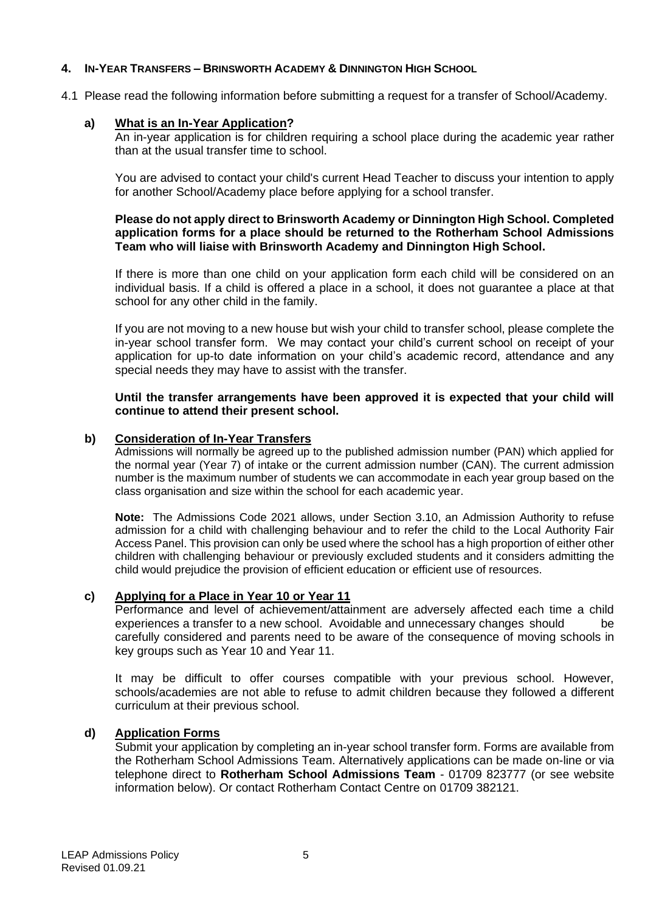## 4. IN-YEAR TRANSFERS – BRINSWORTH ACADEMY & DINNINGTON HIGH SCHOOL

4.1 Please read the following information before submitting a request for a transfer of School/Academy.

### a) What is an In-Year Application?

An in-year application is for children requiring a school place during the academic year rather than at the usual transfer time to school.

You are advised to contact your child's current Head Teacher to discuss your intention to apply for another School/Academy place before applying for a school transfer.

**Please do not apply direct to Brinsworth Academy or Dinnington High School. Completed application forms for a place should be returned to the Rotherham School Admissions Team who will liaise with Brinsworth Academy and Dinnington High School.**

If there is more than one child on your application form each child will be considered on an individual basis. If a child is offered a place in a school, it does not guarantee a place at that school for any other child in the family.

If you are not moving to a new house but wish your child to transfer school, please complete the in-year school transfer form. We may contact your child's current school on receipt of your application for up-to date information on your child's academic record, attendance and any special needs they may have to assist with the transfer.

**Until the transfer arrangements have been approved it is expected that your child will continue to attend their present school.**

### b) Consideration of In-Year Transfers

Admissions will normally be agreed up to the published admission number (PAN) which applied for the normal year (Year 7) of intake or the current admission number (CAN). The current admission number is the maximum number of students we can accommodate in each year group based on the class organisation and size within the school for each academic year.

**Note:** The Admissions Code 2021 allows, under Section 3.10, an Admission Authority to refuse admission for a child with challenging behaviour and to refer the child to the Local Authority Fair Access Panel. This provision can only be used where the school has a high proportion of either other children with challenging behaviour or previously excluded students and it considers admitting the child would prejudice the provision of efficient education or efficient use of resources.

### c) Applying for a Place in Year 10 or Year 11

Performance and level of achievement/attainment are adversely affected each time a child experiences a transfer to a new school. Avoidable and unnecessary changes should be carefully considered and parents need to be aware of the consequence of moving schools in key groups such as Year 10 and Year 11.

It may be difficult to offer courses compatible with your previous school. However, schools/academies are not able to refuse to admit children because they followed a different curriculum at their previous school.

### d) Application Forms

Submit your application by completing an in-year school transfer form. Forms are available from the Rotherham School Admissions Team. Alternatively applications can be made on-line or via telephone direct to **Rotherham School Admissions Team** - 01709 823777 (or see website information below). Or contact Rotherham Contact Centre on 01709 382121.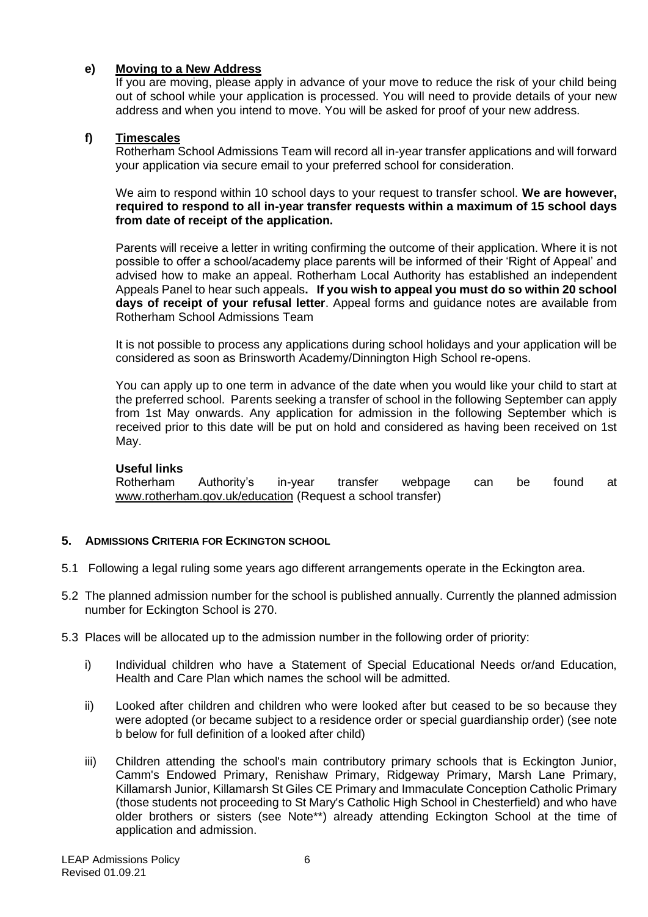**e) Moving to a New Address**

If you are moving, please apply in advance of your move to reduce the risk of your child being out of school while your application is processed. You will need to provide details of your new address and when you intend to move. You will be asked for proof of your new address.

**f) Timescales**

Rotherham School Admissions Team will record all in-year transfer applications and will forward your application via secure email to your preferred school for consideration.

We aim to respond within 10 school days to your request to transfer school. **We are however, required to respond to all in-year transfer requests within a maximum of 15 school days from date of receipt of the application.**

Parents will receive a letter in writing confirming the outcome of their application. Where it is not possible to offer a school/academy place parents will be informed of their 'Right of Appeal' and advised how to make an appeal. Rotherham Local Authority has established an independent Appeals Panel to hear such appeals**. If you wish to appeal you must do so within 20 school days of receipt of your refusal letter**. Appeal forms and guidance notes are available from Rotherham School Admissions Team

It is not possible to process any applications during school holidays and your application will be considered as soon as Brinsworth Academy/Dinnington High School re-opens.

You can apply up to one term in advance of the date when you would like your child to start at the preferred school. Parents seeking a transfer of school in the following September can apply from 1st May onwards. Any application for admission in the following September which is received prior to this date will be put on hold and considered as having been received on 1st May.

**Useful links**

Rotherham Authority's in-year transfer webpage can be found at www.rotherham.gov.uk/education (Request a school transfer)

## 5. ADMISSIONS CRITERIA FOR ECKINGTON SCHOOL

5.1 Following a legal ruling some years ago different arrangements operate in the Eckington area.

5.2 The planned admission number for the school is published annually. Currently the planned admission number for Eckington School is 270.

5.3 Places will be allocated up to the admission number in the following order of priority:

i) Individual children who have a Statement of Special Educational Needs or/and Education, Health and Care Plan which names the school will be admitted.

ii) Looked after children and children who were looked after but ceased to be so because they were adopted (or became subject to a residence order or special guardianship order) (see note b below for full definition of a looked after child)

iii) Children attending the school's main contributory primary schools that is Eckington Junior, Camm's Endowed Primary, Renishaw Primary, Ridgeway Primary, Marsh Lane Primary, Killamarsh Junior, Killamarsh St Giles CE Primary and Immaculate Conception Catholic Primary (those students not proceeding to St Mary's Catholic High School in Chesterfield) and who have older brothers or sisters (see Note**) already attending Eckington School at the time of application and admission.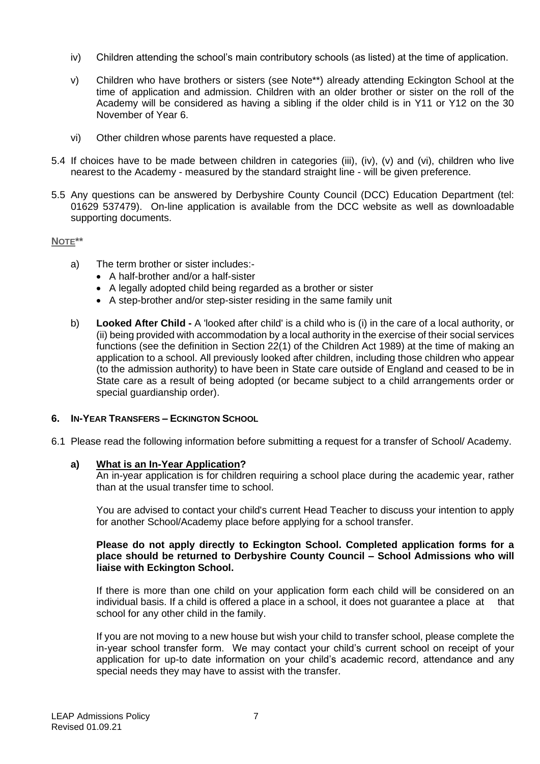iv) Children attending the school's main contributory schools (as listed) at the time of application.

v) Children who have brothers or sisters (see Note**) already attending Eckington School at the time of application and admission. Children with an older brother or sister on the roll of the Academy will be considered as having a sibling if the older child is in Y11 or Y12 on the 30 November of Year 6.

vi) Other children whose parents have requested a place.

5.4 If choices have to be made between children in categories (iii), (iv), (v) and (vi), children who live nearest to the Academy - measured by the standard straight line - will be given preference.

5.5 Any questions can be answered by Derbyshire County Council (DCC) Education Department (tel: 01629 537479). On-line application is available from the DCC website as well as downloadable supporting documents.

**NOTE****

a) The term brother or sister includes:-
   - A half-brother and/or a half-sister
   - A legally adopted child being regarded as a brother or sister
   - A step-brother and/or step-sister residing in the same family unit

b) **Looked After Child -** A 'looked after child' is a child who is (i) in the care of a local authority, or (ii) being provided with accommodation by a local authority in the exercise of their social services functions (see the definition in Section 22(1) of the Children Act 1989) at the time of making an application to a school. All previously looked after children, including those children who appear (to the admission authority) to have been in State care outside of England and ceased to be in State care as a result of being adopted (or became subject to a child arrangements order or special guardianship order).

## 6. IN-YEAR TRANSFERS – ECKINGTON SCHOOL

6.1 Please read the following information before submitting a request for a transfer of School/ Academy.

### a) What is an In-Year Application?

An in-year application is for children requiring a school place during the academic year, rather than at the usual transfer time to school.

You are advised to contact your child's current Head Teacher to discuss your intention to apply for another School/Academy place before applying for a school transfer.

**Please do not apply directly to Eckington School. Completed application forms for a place should be returned to Derbyshire County Council – School Admissions who will liaise with Eckington School.**

If there is more than one child on your application form each child will be considered on an individual basis. If a child is offered a place in a school, it does not guarantee a place at that school for any other child in the family.

If you are not moving to a new house but wish your child to transfer school, please complete the in-year school transfer form. We may contact your child's current school on receipt of your application for up-to date information on your child's academic record, attendance and any special needs they may have to assist with the transfer.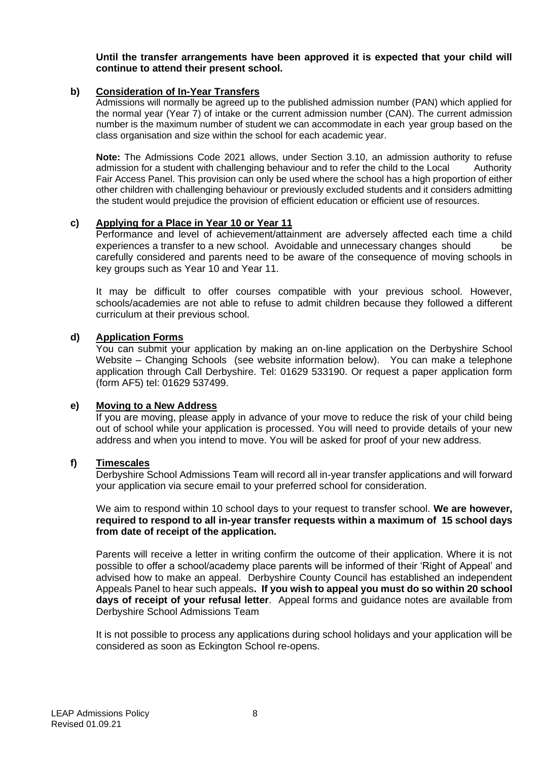**Until the transfer arrangements have been approved it is expected that your child will continue to attend their present school.**

**b) Consideration of In-Year Transfers**

Admissions will normally be agreed up to the published admission number (PAN) which applied for the normal year (Year 7) of intake or the current admission number (CAN). The current admission number is the maximum number of student we can accommodate in each year group based on the class organisation and size within the school for each academic year.

**Note:** The Admissions Code 2021 allows, under Section 3.10, an admission authority to refuse admission for a student with challenging behaviour and to refer the child to the Local Authority Fair Access Panel. This provision can only be used where the school has a high proportion of either other children with challenging behaviour or previously excluded students and it considers admitting the student would prejudice the provision of efficient education or efficient use of resources.

**c) Applying for a Place in Year 10 or Year 11**

Performance and level of achievement/attainment are adversely affected each time a child experiences a transfer to a new school. Avoidable and unnecessary changes should be carefully considered and parents need to be aware of the consequence of moving schools in key groups such as Year 10 and Year 11.

It may be difficult to offer courses compatible with your previous school. However, schools/academies are not able to refuse to admit children because they followed a different curriculum at their previous school.

**d) Application Forms**

You can submit your application by making an on-line application on the Derbyshire School Website – Changing Schools (see website information below). You can make a telephone application through Call Derbyshire. Tel: 01629 533190. Or request a paper application form (form AF5) tel: 01629 537499.

**e) Moving to a New Address**

If you are moving, please apply in advance of your move to reduce the risk of your child being out of school while your application is processed. You will need to provide details of your new address and when you intend to move. You will be asked for proof of your new address.

**f) Timescales**

Derbyshire School Admissions Team will record all in-year transfer applications and will forward your application via secure email to your preferred school for consideration.

We aim to respond within 10 school days to your request to transfer school. **We are however, required to respond to all in-year transfer requests within a maximum of 15 school days from date of receipt of the application.**

Parents will receive a letter in writing confirm the outcome of their application. Where it is not possible to offer a school/academy place parents will be informed of their 'Right of Appeal' and advised how to make an appeal. Derbyshire County Council has established an independent Appeals Panel to hear such appeals**. If you wish to appeal you must do so within 20 school days of receipt of your refusal letter**. Appeal forms and guidance notes are available from Derbyshire School Admissions Team

It is not possible to process any applications during school holidays and your application will be considered as soon as Eckington School re-opens.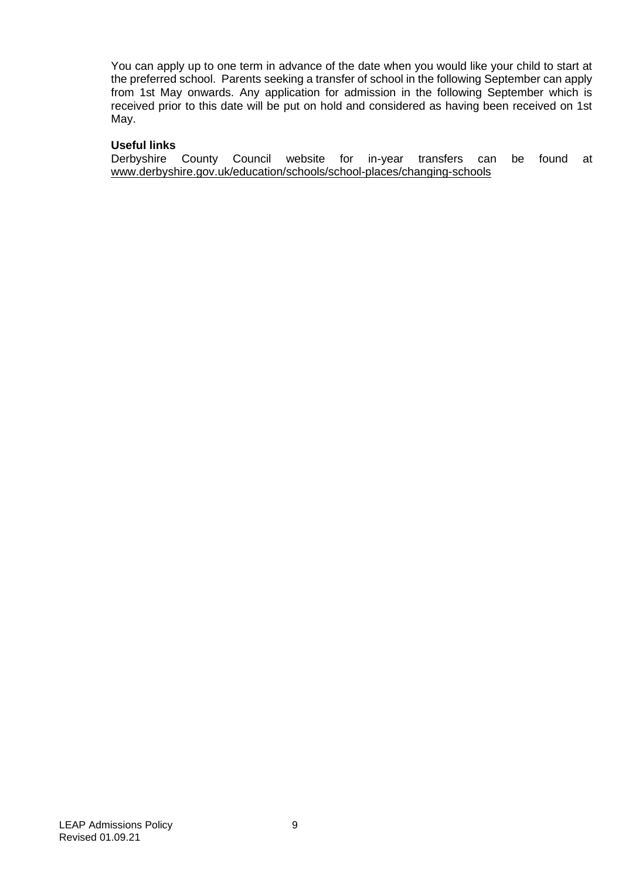You can apply up to one term in advance of the date when you would like your child to start at the preferred school. Parents seeking a transfer of school in the following September can apply from 1st May onwards. Any application for admission in the following September which is received prior to this date will be put on hold and considered as having been received on 1st May.

**Useful links**

Derbyshire County Council website for in-year transfers can be found at www.derbyshire.gov.uk/education/schools/school-places/changing-schools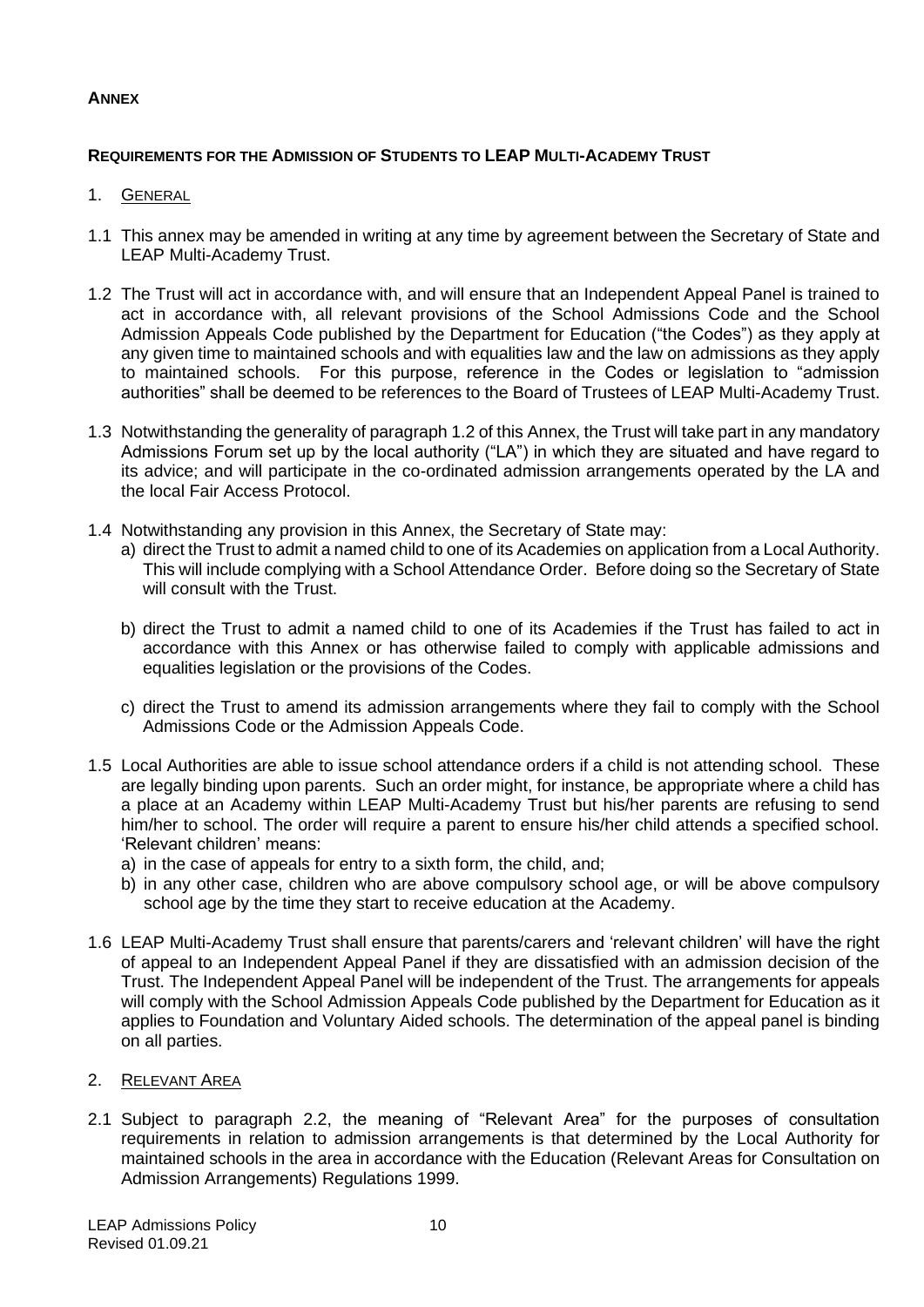**ANNEX**

**REQUIREMENTS FOR THE ADMISSION OF STUDENTS TO LEAP MULTI-ACADEMY TRUST**

1. GENERAL

1.1 This annex may be amended in writing at any time by agreement between the Secretary of State and LEAP Multi-Academy Trust.

1.2 The Trust will act in accordance with, and will ensure that an Independent Appeal Panel is trained to act in accordance with, all relevant provisions of the School Admissions Code and the School Admission Appeals Code published by the Department for Education ("the Codes") as they apply at any given time to maintained schools and with equalities law and the law on admissions as they apply to maintained schools. For this purpose, reference in the Codes or legislation to "admission authorities" shall be deemed to be references to the Board of Trustees of LEAP Multi-Academy Trust.

1.3 Notwithstanding the generality of paragraph 1.2 of this Annex, the Trust will take part in any mandatory Admissions Forum set up by the local authority ("LA") in which they are situated and have regard to its advice; and will participate in the co-ordinated admission arrangements operated by the LA and the local Fair Access Protocol.

1.4 Notwithstanding any provision in this Annex, the Secretary of State may:
   a) direct the Trust to admit a named child to one of its Academies on application from a Local Authority. This will include complying with a School Attendance Order. Before doing so the Secretary of State will consult with the Trust.

   b) direct the Trust to admit a named child to one of its Academies if the Trust has failed to act in accordance with this Annex or has otherwise failed to comply with applicable admissions and equalities legislation or the provisions of the Codes.

   c) direct the Trust to amend its admission arrangements where they fail to comply with the School Admissions Code or the Admission Appeals Code.

1.5 Local Authorities are able to issue school attendance orders if a child is not attending school. These are legally binding upon parents. Such an order might, for instance, be appropriate where a child has a place at an Academy within LEAP Multi-Academy Trust but his/her parents are refusing to send him/her to school. The order will require a parent to ensure his/her child attends a specified school. 'Relevant children' means:
   a) in the case of appeals for entry to a sixth form, the child, and;
   b) in any other case, children who are above compulsory school age, or will be above compulsory school age by the time they start to receive education at the Academy.

1.6 LEAP Multi-Academy Trust shall ensure that parents/carers and 'relevant children' will have the right of appeal to an Independent Appeal Panel if they are dissatisfied with an admission decision of the Trust. The Independent Appeal Panel will be independent of the Trust. The arrangements for appeals will comply with the School Admission Appeals Code published by the Department for Education as it applies to Foundation and Voluntary Aided schools. The determination of the appeal panel is binding on all parties.

2. RELEVANT AREA

2.1 Subject to paragraph 2.2, the meaning of "Relevant Area" for the purposes of consultation requirements in relation to admission arrangements is that determined by the Local Authority for maintained schools in the area in accordance with the Education (Relevant Areas for Consultation on Admission Arrangements) Regulations 1999.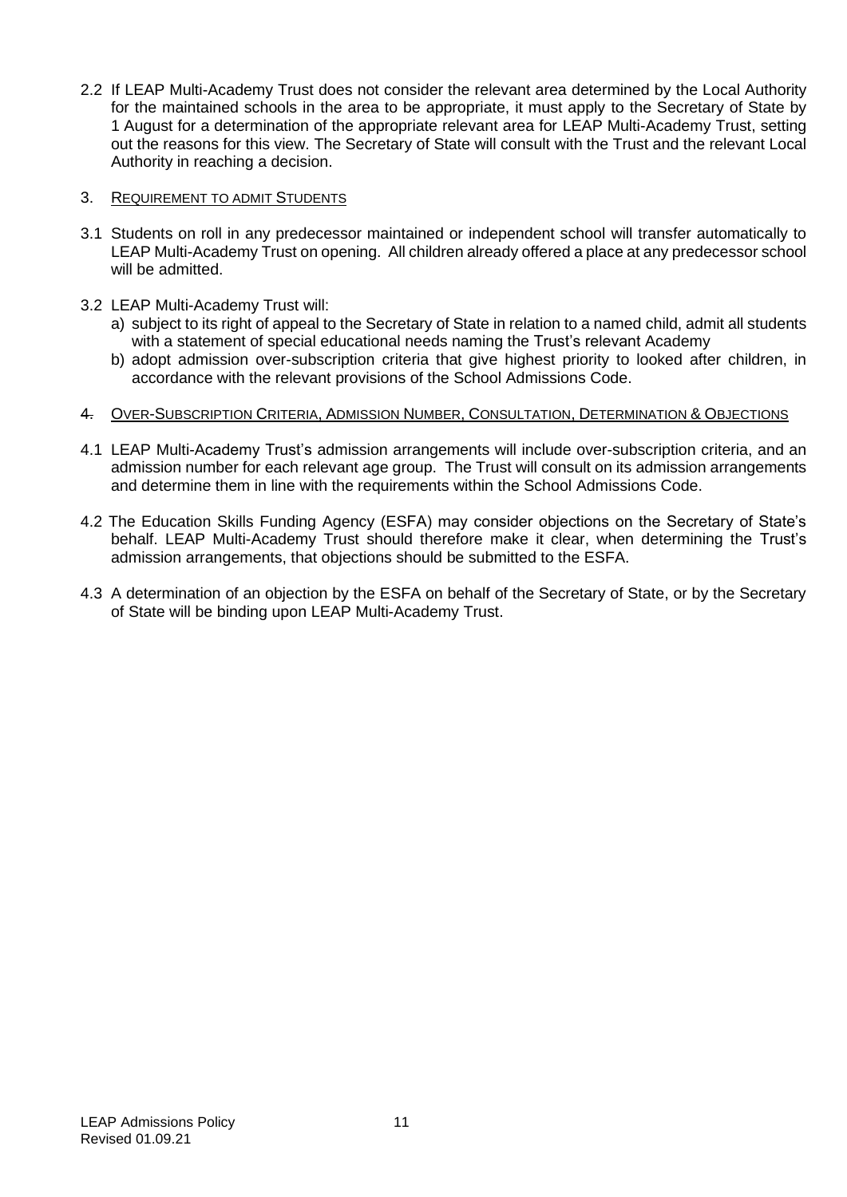2.2 If LEAP Multi-Academy Trust does not consider the relevant area determined by the Local Authority for the maintained schools in the area to be appropriate, it must apply to the Secretary of State by 1 August for a determination of the appropriate relevant area for LEAP Multi-Academy Trust, setting out the reasons for this view. The Secretary of State will consult with the Trust and the relevant Local Authority in reaching a decision.

## 3. REQUIREMENT TO ADMIT STUDENTS

3.1 Students on roll in any predecessor maintained or independent school will transfer automatically to LEAP Multi-Academy Trust on opening. All children already offered a place at any predecessor school will be admitted.

3.2 LEAP Multi-Academy Trust will:

a) subject to its right of appeal to the Secretary of State in relation to a named child, admit all students with a statement of special educational needs naming the Trust's relevant Academy

b) adopt admission over-subscription criteria that give highest priority to looked after children, in accordance with the relevant provisions of the School Admissions Code.

## 4. OVER-SUBSCRIPTION CRITERIA, ADMISSION NUMBER, CONSULTATION, DETERMINATION & OBJECTIONS

4.1 LEAP Multi-Academy Trust's admission arrangements will include over-subscription criteria, and an admission number for each relevant age group. The Trust will consult on its admission arrangements and determine them in line with the requirements within the School Admissions Code.

4.2 The Education Skills Funding Agency (ESFA) may consider objections on the Secretary of State's behalf. LEAP Multi-Academy Trust should therefore make it clear, when determining the Trust's admission arrangements, that objections should be submitted to the ESFA.

4.3 A determination of an objection by the ESFA on behalf of the Secretary of State, or by the Secretary of State will be binding upon LEAP Multi-Academy Trust.